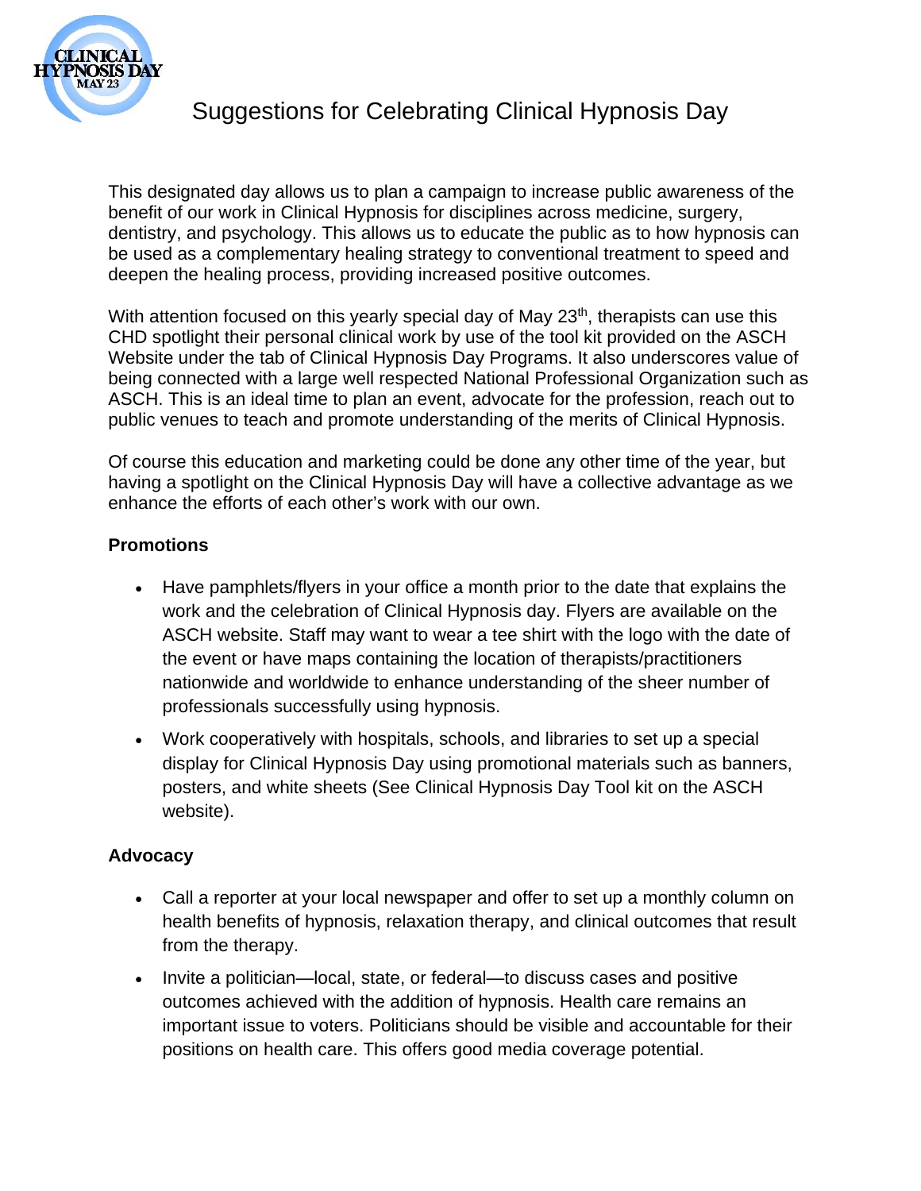# Suggestions for Celebrating Clinical Hypnosis Day

This designated day allows us to plan a campaign to increase public awareness of the benefit of our work in Clinical Hypnosis for disciplines across medicine, surgery, dentistry, and psychology. This allows us to educate the public as to how hypnosis can be used as a complementary healing strategy to conventional treatment to speed and deepen the healing process, providing increased positive outcomes.

With attention focused on this yearly special day of May 23th, therapists can use this CHD spotlight their personal clinical work by use of the tool kit provided on the ASCH Website under the tab of Clinical Hypnosis Day Programs. It also underscores value of being connected with a large well respected National Professional Organization such as ASCH. This is an ideal time to plan an event, advocate for the profession, reach out to public venues to teach and promote understanding of the merits of Clinical Hypnosis.

Of course this education and marketing could be done any other time of the year, but having a spotlight on the Clinical Hypnosis Day will have a collective advantage as we enhance the efforts of each other's work with our own.

**Promotions**

- Have pamphlets/flyers in your office a month prior to the date that explains the work and the celebration of Clinical Hypnosis day. Flyers are available on the ASCH website. Staff may want to wear a tee shirt with the logo with the date of the event or have maps containing the location of therapists/practitioners nationwide and worldwide to enhance understanding of the sheer number of professionals successfully using hypnosis.
- Work cooperatively with hospitals, schools, and libraries to set up a special display for Clinical Hypnosis Day using promotional materials such as banners, posters, and white sheets (See Clinical Hypnosis Day Tool kit on the ASCH website).

**Advocacy**

- Call a reporter at your local newspaper and offer to set up a monthly column on health benefits of hypnosis, relaxation therapy, and clinical outcomes that result from the therapy.
- Invite a politician—local, state, or federal—to discuss cases and positive outcomes achieved with the addition of hypnosis. Health care remains an important issue to voters. Politicians should be visible and accountable for their positions on health care. This offers good media coverage potential.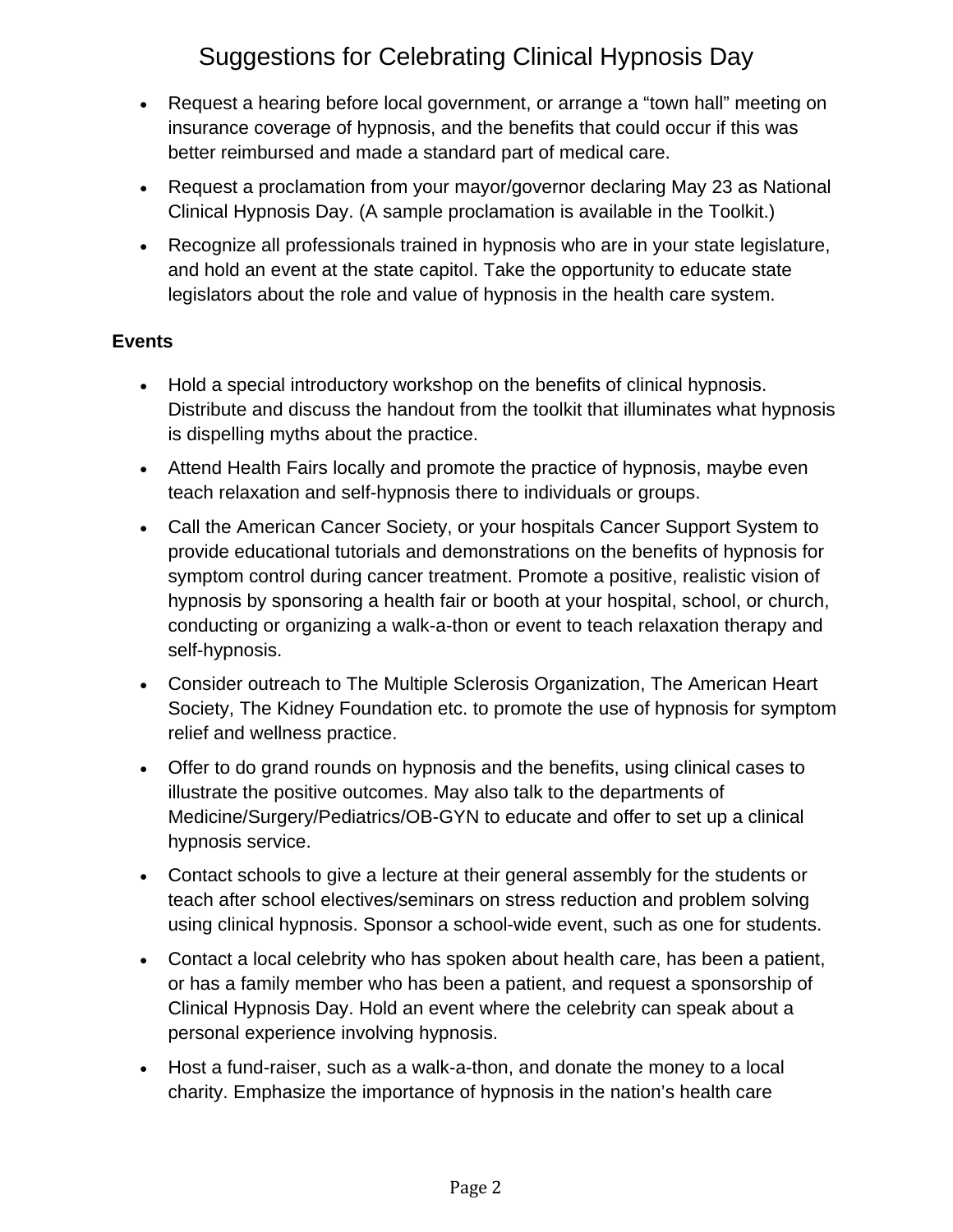- Request a hearing before local government, or arrange a "town hall" meeting on insurance coverage of hypnosis, and the benefits that could occur if this was better reimbursed and made a standard part of medical care.
- Request a proclamation from your mayor/governor declaring May 23 as National Clinical Hypnosis Day. (A sample proclamation is available in the Toolkit.)
- Recognize all professionals trained in hypnosis who are in your state legislature, and hold an event at the state capitol. Take the opportunity to educate state legislators about the role and value of hypnosis in the health care system.

**Events**

- Hold a special introductory workshop on the benefits of clinical hypnosis. Distribute and discuss the handout from the toolkit that illuminates what hypnosis is dispelling myths about the practice.
- Attend Health Fairs locally and promote the practice of hypnosis, maybe even teach relaxation and self-hypnosis there to individuals or groups.
- Call the American Cancer Society, or your hospitals Cancer Support System to provide educational tutorials and demonstrations on the benefits of hypnosis for symptom control during cancer treatment. Promote a positive, realistic vision of hypnosis by sponsoring a health fair or booth at your hospital, school, or church, conducting or organizing a walk-a-thon or event to teach relaxation therapy and self-hypnosis.
- Consider outreach to The Multiple Sclerosis Organization, The American Heart Society, The Kidney Foundation etc. to promote the use of hypnosis for symptom relief and wellness practice.
- Offer to do grand rounds on hypnosis and the benefits, using clinical cases to illustrate the positive outcomes. May also talk to the departments of Medicine/Surgery/Pediatrics/OB-GYN to educate and offer to set up a clinical hypnosis service.
- Contact schools to give a lecture at their general assembly for the students or teach after school electives/seminars on stress reduction and problem solving using clinical hypnosis. Sponsor a school-wide event, such as one for students.
- Contact a local celebrity who has spoken about health care, has been a patient, or has a family member who has been a patient, and request a sponsorship of Clinical Hypnosis Day. Hold an event where the celebrity can speak about a personal experience involving hypnosis.
- Host a fund-raiser, such as a walk-a-thon, and donate the money to a local charity. Emphasize the importance of hypnosis in the nation's health care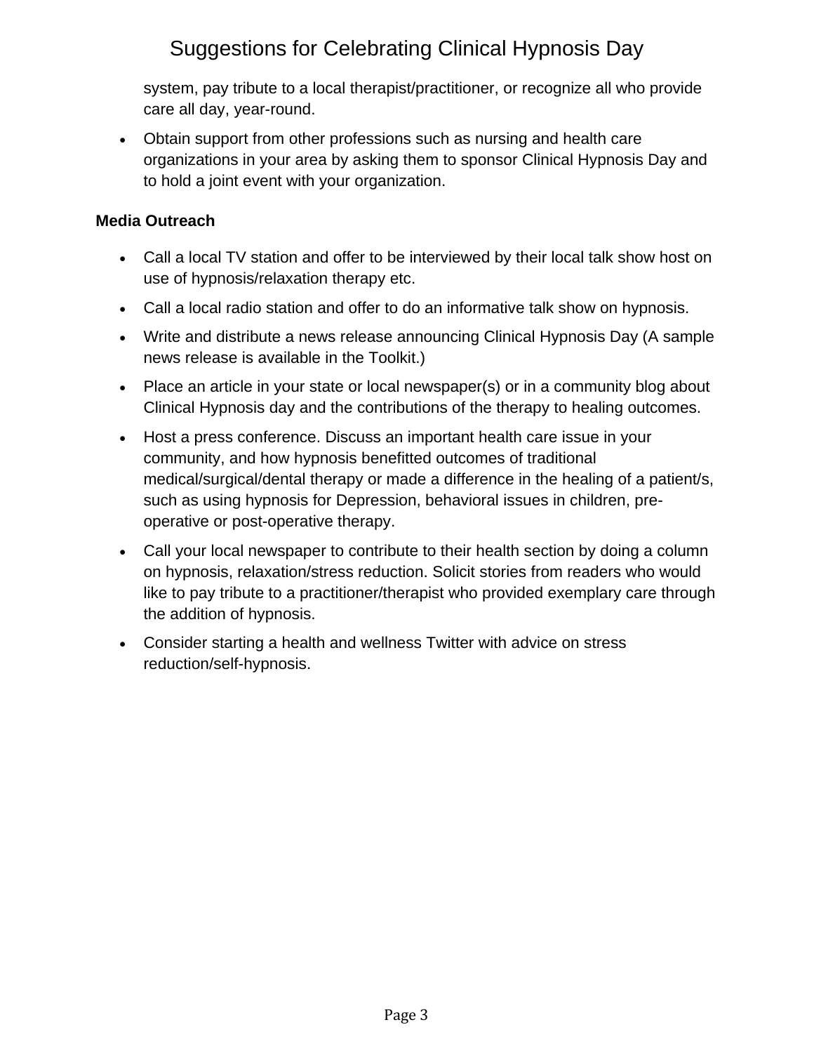system, pay tribute to a local therapist/practitioner, or recognize all who provide care all day, year-round.

- Obtain support from other professions such as nursing and health care organizations in your area by asking them to sponsor Clinical Hypnosis Day and to hold a joint event with your organization.

**Media Outreach**

- Call a local TV station and offer to be interviewed by their local talk show host on use of hypnosis/relaxation therapy etc.
- Call a local radio station and offer to do an informative talk show on hypnosis.
- Write and distribute a news release announcing Clinical Hypnosis Day (A sample news release is available in the Toolkit.)
- Place an article in your state or local newspaper(s) or in a community blog about Clinical Hypnosis day and the contributions of the therapy to healing outcomes.
- Host a press conference. Discuss an important health care issue in your community, and how hypnosis benefitted outcomes of traditional medical/surgical/dental therapy or made a difference in the healing of a patient/s, such as using hypnosis for Depression, behavioral issues in children, pre-operative or post-operative therapy.
- Call your local newspaper to contribute to their health section by doing a column on hypnosis, relaxation/stress reduction. Solicit stories from readers who would like to pay tribute to a practitioner/therapist who provided exemplary care through the addition of hypnosis.
- Consider starting a health and wellness Twitter with advice on stress reduction/self-hypnosis.